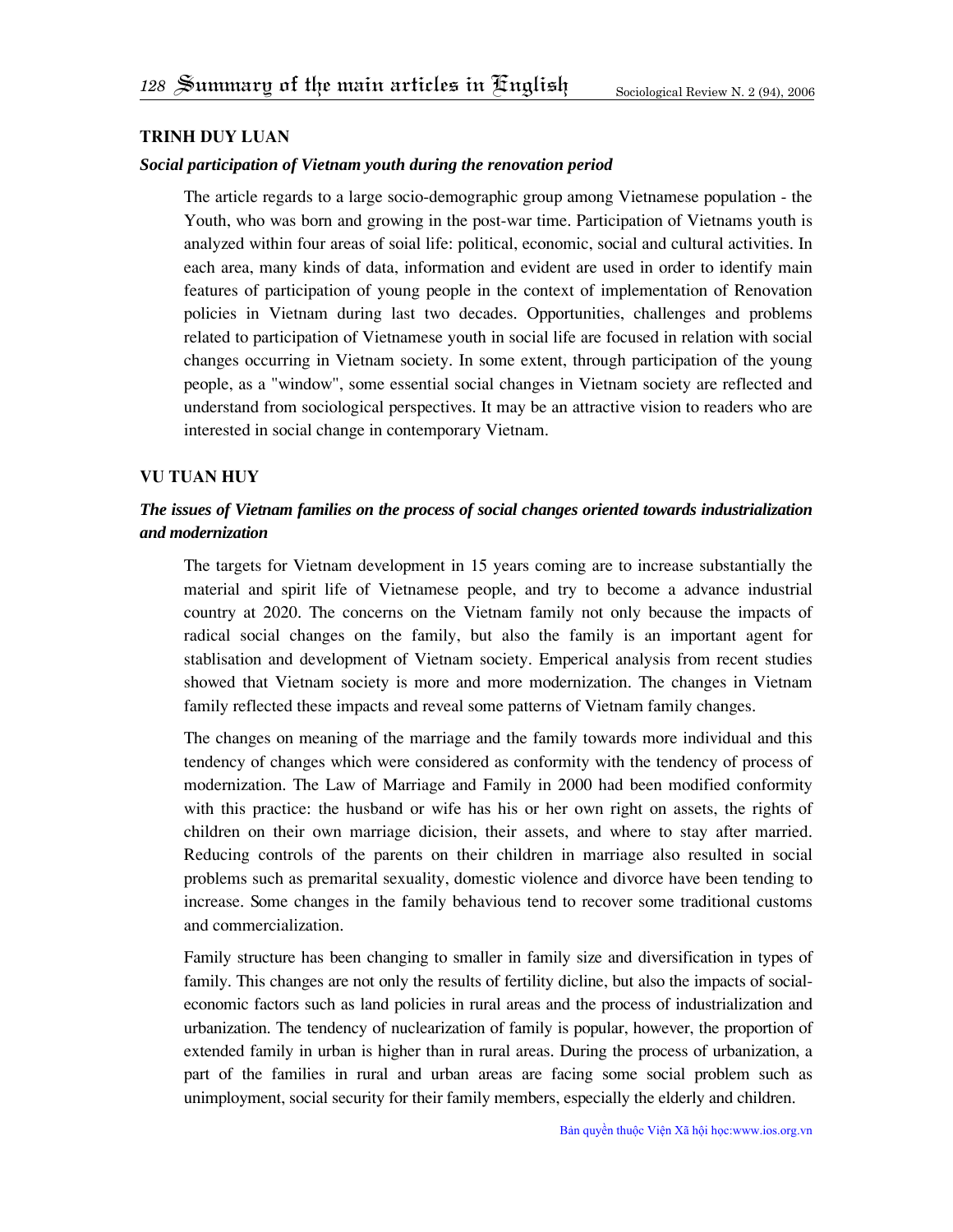**TRINH DUY LUAN**

***Social participation of Vietnam youth during the renovation period***

The article regards to a large socio-demographic group among Vietnamese population - the Youth, who was born and growing in the post-war time. Participation of Vietnams youth is analyzed within four areas of soial life: political, economic, social and cultural activities. In each area, many kinds of data, information and evident are used in order to identify main features of participation of young people in the context of implementation of Renovation policies in Vietnam during last two decades. Opportunities, challenges and problems related to participation of Vietnamese youth in social life are focused in relation with social changes occurring in Vietnam society. In some extent, through participation of the young people, as a "window", some essential social changes in Vietnam society are reflected and understand from sociological perspectives. It may be an attractive vision to readers who are interested in social change in contemporary Vietnam.

**VU TUAN HUY**

***The issues of Vietnam families on the process of social changes oriented towards industrialization and modernization***

The targets for Vietnam development in 15 years coming are to increase substantially the material and spirit life of Vietnamese people, and try to become a advance industrial country at 2020. The concerns on the Vietnam family not only because the impacts of radical social changes on the family, but also the family is an important agent for stablisation and development of Vietnam society. Emperical analysis from recent studies showed that Vietnam society is more and more modernization. The changes in Vietnam family reflected these impacts and reveal some patterns of Vietnam family changes.

The changes on meaning of the marriage and the family towards more individual and this tendency of changes which were considered as conformity with the tendency of process of modernization. The Law of Marriage and Family in 2000 had been modified conformity with this practice: the husband or wife has his or her own right on assets, the rights of children on their own marriage dicision, their assets, and where to stay after married. Reducing controls of the parents on their children in marriage also resulted in social problems such as premarital sexuality, domestic violence and divorce have been tending to increase. Some changes in the family behavious tend to recover some traditional customs and commercialization.

Family structure has been changing to smaller in family size and diversification in types of family. This changes are not only the results of fertility dicline, but also the impacts of social-economic factors such as land policies in rural areas and the process of industrialization and urbanization. The tendency of nuclearization of family is popular, however, the proportion of extended family in urban is higher than in rural areas. During the process of urbanization, a part of the families in rural and urban areas are facing some social problem such as unimployment, social security for their family members, especially the elderly and children.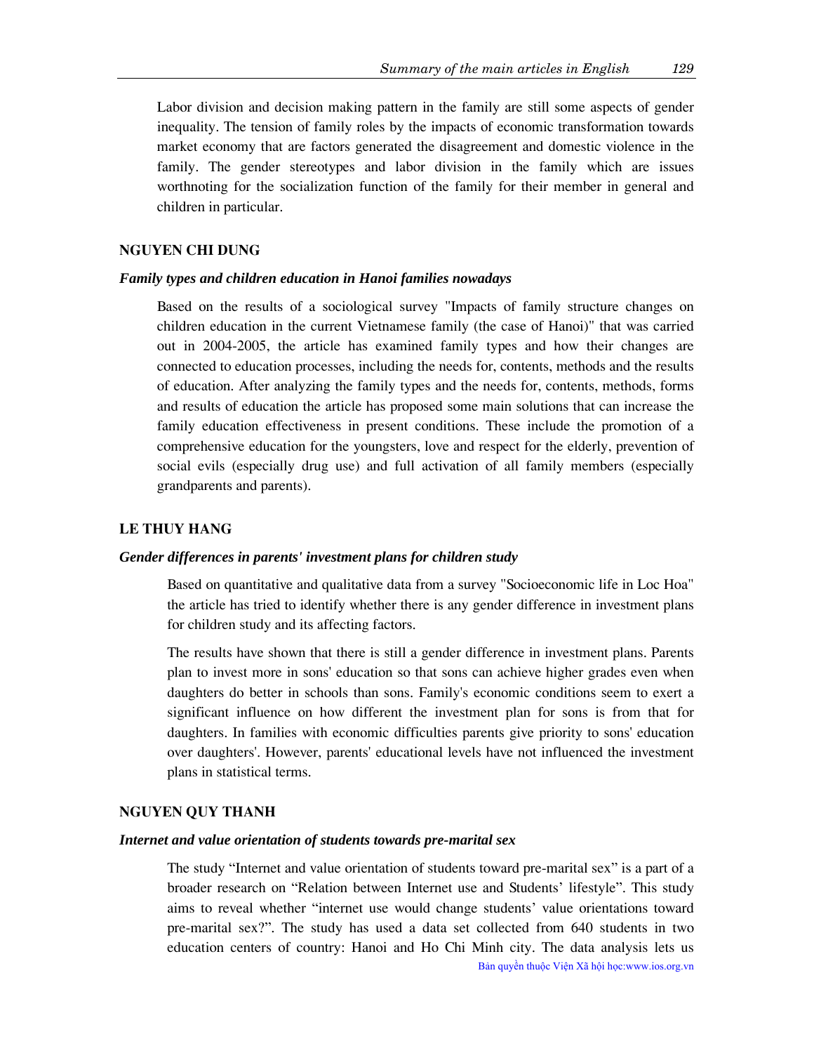Labor division and decision making pattern in the family are still some aspects of gender inequality. The tension of family roles by the impacts of economic transformation towards market economy that are factors generated the disagreement and domestic violence in the family. The gender stereotypes and labor division in the family which are issues worthnoting for the socialization function of the family for their member in general and children in particular.

**NGUYEN CHI DUNG**

***Family types and children education in Hanoi families nowadays***

Based on the results of a sociological survey "Impacts of family structure changes on children education in the current Vietnamese family (the case of Hanoi)" that was carried out in 2004-2005, the article has examined family types and how their changes are connected to education processes, including the needs for, contents, methods and the results of education. After analyzing the family types and the needs for, contents, methods, forms and results of education the article has proposed some main solutions that can increase the family education effectiveness in present conditions. These include the promotion of a comprehensive education for the youngsters, love and respect for the elderly, prevention of social evils (especially drug use) and full activation of all family members (especially grandparents and parents).

**LE THUY HANG**

***Gender differences in parents' investment plans for children study***

Based on quantitative and qualitative data from a survey "Socioeconomic life in Loc Hoa" the article has tried to identify whether there is any gender difference in investment plans for children study and its affecting factors.

The results have shown that there is still a gender difference in investment plans. Parents plan to invest more in sons' education so that sons can achieve higher grades even when daughters do better in schools than sons. Family's economic conditions seem to exert a significant influence on how different the investment plan for sons is from that for daughters. In families with economic difficulties parents give priority to sons' education over daughters'. However, parents' educational levels have not influenced the investment plans in statistical terms.

**NGUYEN QUY THANH**

***Internet and value orientation of students towards pre-marital sex***

The study "Internet and value orientation of students toward pre-marital sex" is a part of a broader research on "Relation between Internet use and Students' lifestyle". This study aims to reveal whether "internet use would change students' value orientations toward pre-marital sex?". The study has used a data set collected from 640 students in two education centers of country: Hanoi and Ho Chi Minh city. The data analysis lets us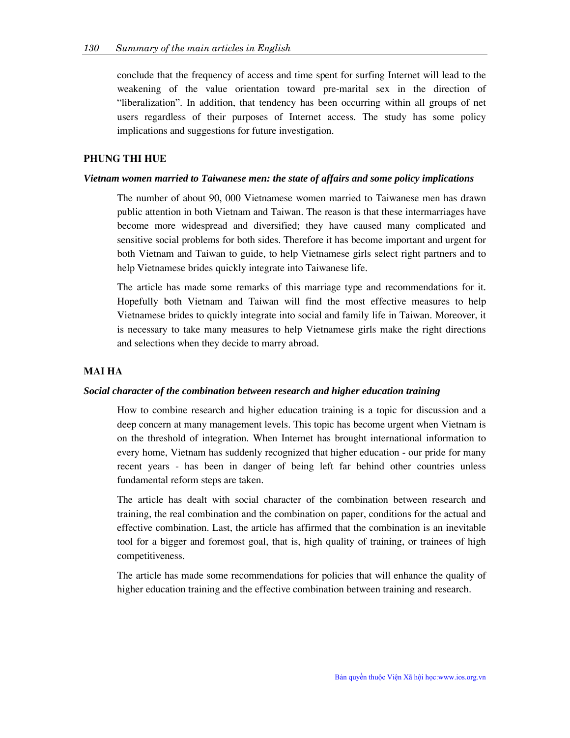conclude that the frequency of access and time spent for surfing Internet will lead to the weakening of the value orientation toward pre-marital sex in the direction of "liberalization". In addition, that tendency has been occurring within all groups of net users regardless of their purposes of Internet access. The study has some policy implications and suggestions for future investigation.

**PHUNG THI HUE**

***Vietnam women married to Taiwanese men: the state of affairs and some policy implications***

The number of about 90, 000 Vietnamese women married to Taiwanese men has drawn public attention in both Vietnam and Taiwan. The reason is that these intermarriages have become more widespread and diversified; they have caused many complicated and sensitive social problems for both sides. Therefore it has become important and urgent for both Vietnam and Taiwan to guide, to help Vietnamese girls select right partners and to help Vietnamese brides quickly integrate into Taiwanese life.

The article has made some remarks of this marriage type and recommendations for it. Hopefully both Vietnam and Taiwan will find the most effective measures to help Vietnamese brides to quickly integrate into social and family life in Taiwan. Moreover, it is necessary to take many measures to help Vietnamese girls make the right directions and selections when they decide to marry abroad.

**MAI HA**

***Social character of the combination between research and higher education training***

How to combine research and higher education training is a topic for discussion and a deep concern at many management levels. This topic has become urgent when Vietnam is on the threshold of integration. When Internet has brought international information to every home, Vietnam has suddenly recognized that higher education - our pride for many recent years - has been in danger of being left far behind other countries unless fundamental reform steps are taken.

The article has dealt with social character of the combination between research and training, the real combination and the combination on paper, conditions for the actual and effective combination. Last, the article has affirmed that the combination is an inevitable tool for a bigger and foremost goal, that is, high quality of training, or trainees of high competitiveness.

The article has made some recommendations for policies that will enhance the quality of higher education training and the effective combination between training and research.